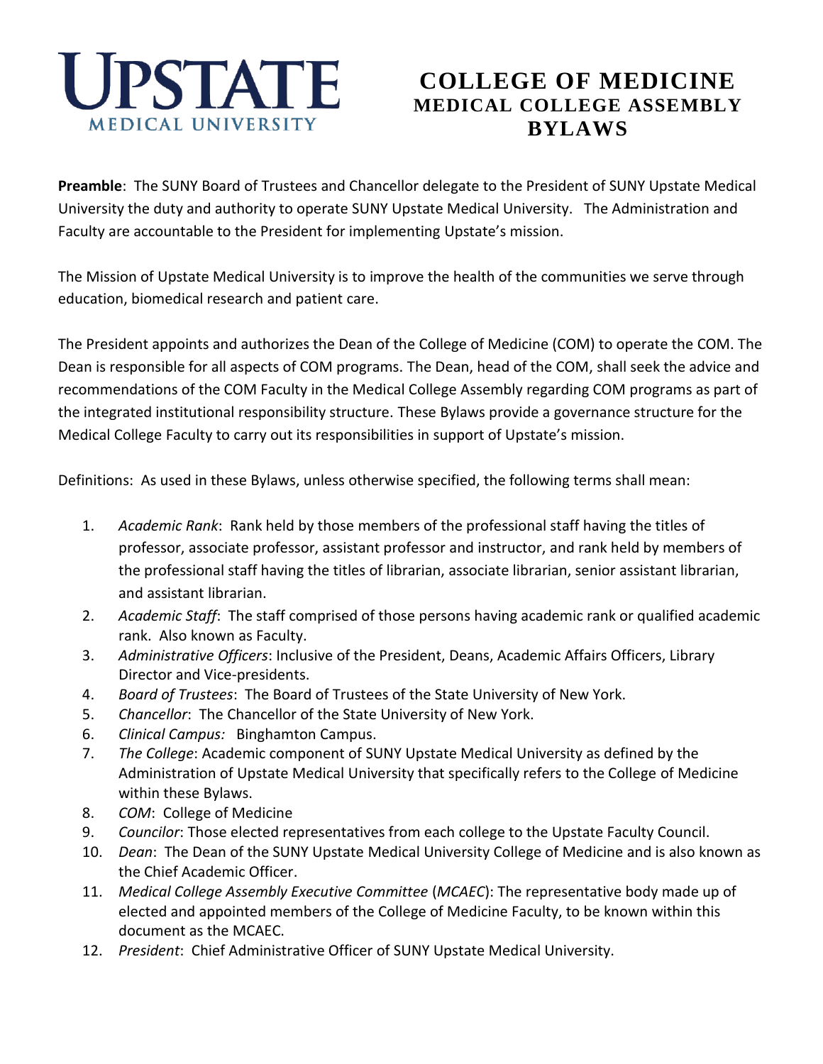# UPSTATE MEDICAL UNIVERSITY

# COLLEGE OF MEDICINE
## MEDICAL COLLEGE ASSEMBLY
## BYLAWS

**Preamble**: The SUNY Board of Trustees and Chancellor delegate to the President of SUNY Upstate Medical University the duty and authority to operate SUNY Upstate Medical University. The Administration and Faculty are accountable to the President for implementing Upstate's mission.

The Mission of Upstate Medical University is to improve the health of the communities we serve through education, biomedical research and patient care.

The President appoints and authorizes the Dean of the College of Medicine (COM) to operate the COM. The Dean is responsible for all aspects of COM programs. The Dean, head of the COM, shall seek the advice and recommendations of the COM Faculty in the Medical College Assembly regarding COM programs as part of the integrated institutional responsibility structure. These Bylaws provide a governance structure for the Medical College Faculty to carry out its responsibilities in support of Upstate's mission.

Definitions: As used in these Bylaws, unless otherwise specified, the following terms shall mean:

1. *Academic Rank*: Rank held by those members of the professional staff having the titles of professor, associate professor, assistant professor and instructor, and rank held by members of the professional staff having the titles of librarian, associate librarian, senior assistant librarian, and assistant librarian.
2. *Academic Staff*: The staff comprised of those persons having academic rank or qualified academic rank. Also known as Faculty.
3. *Administrative Officers*: Inclusive of the President, Deans, Academic Affairs Officers, Library Director and Vice-presidents.
4. *Board of Trustees*: The Board of Trustees of the State University of New York.
5. *Chancellor*: The Chancellor of the State University of New York.
6. *Clinical Campus:* Binghamton Campus.
7. *The College*: Academic component of SUNY Upstate Medical University as defined by the Administration of Upstate Medical University that specifically refers to the College of Medicine within these Bylaws.
8. *COM*: College of Medicine
9. *Councilor*: Those elected representatives from each college to the Upstate Faculty Council.
10. *Dean*: The Dean of the SUNY Upstate Medical University College of Medicine and is also known as the Chief Academic Officer.
11. *Medical College Assembly Executive Committee* (*MCAEC*): The representative body made up of elected and appointed members of the College of Medicine Faculty, to be known within this document as the MCAEC.
12. *President*: Chief Administrative Officer of SUNY Upstate Medical University.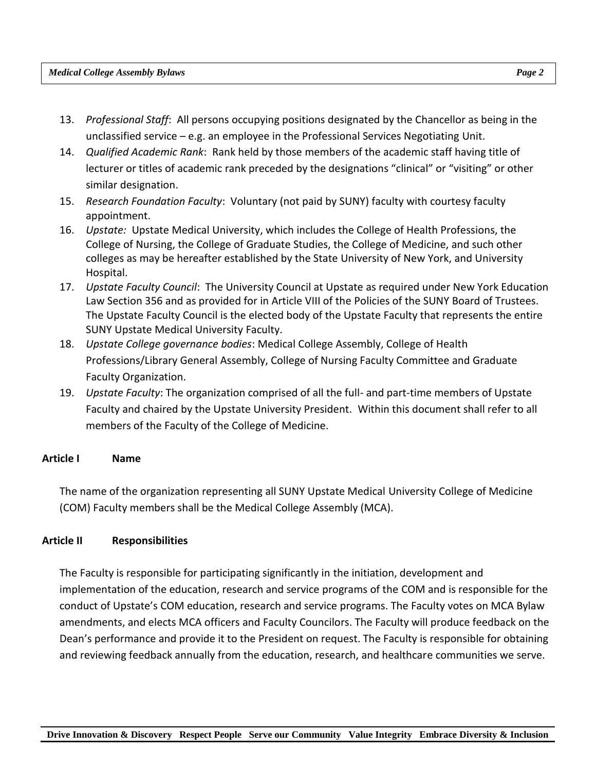13. *Professional Staff*: All persons occupying positions designated by the Chancellor as being in the unclassified service – e.g. an employee in the Professional Services Negotiating Unit.
14. *Qualified Academic Rank*: Rank held by those members of the academic staff having title of lecturer or titles of academic rank preceded by the designations "clinical" or "visiting" or other similar designation.
15. *Research Foundation Faculty*: Voluntary (not paid by SUNY) faculty with courtesy faculty appointment.
16. *Upstate:* Upstate Medical University, which includes the College of Health Professions, the College of Nursing, the College of Graduate Studies, the College of Medicine, and such other colleges as may be hereafter established by the State University of New York, and University Hospital.
17. *Upstate Faculty Council*: The University Council at Upstate as required under New York Education Law Section 356 and as provided for in Article VIII of the Policies of the SUNY Board of Trustees. The Upstate Faculty Council is the elected body of the Upstate Faculty that represents the entire SUNY Upstate Medical University Faculty.
18. *Upstate College governance bodies*: Medical College Assembly, College of Health Professions/Library General Assembly, College of Nursing Faculty Committee and Graduate Faculty Organization.
19. *Upstate Faculty*: The organization comprised of all the full- and part-time members of Upstate Faculty and chaired by the Upstate University President. Within this document shall refer to all members of the Faculty of the College of Medicine.

## Article I Name

The name of the organization representing all SUNY Upstate Medical University College of Medicine (COM) Faculty members shall be the Medical College Assembly (MCA).

## Article II Responsibilities

The Faculty is responsible for participating significantly in the initiation, development and implementation of the education, research and service programs of the COM and is responsible for the conduct of Upstate's COM education, research and service programs. The Faculty votes on MCA Bylaw amendments, and elects MCA officers and Faculty Councilors. The Faculty will produce feedback on the Dean's performance and provide it to the President on request. The Faculty is responsible for obtaining and reviewing feedback annually from the education, research, and healthcare communities we serve.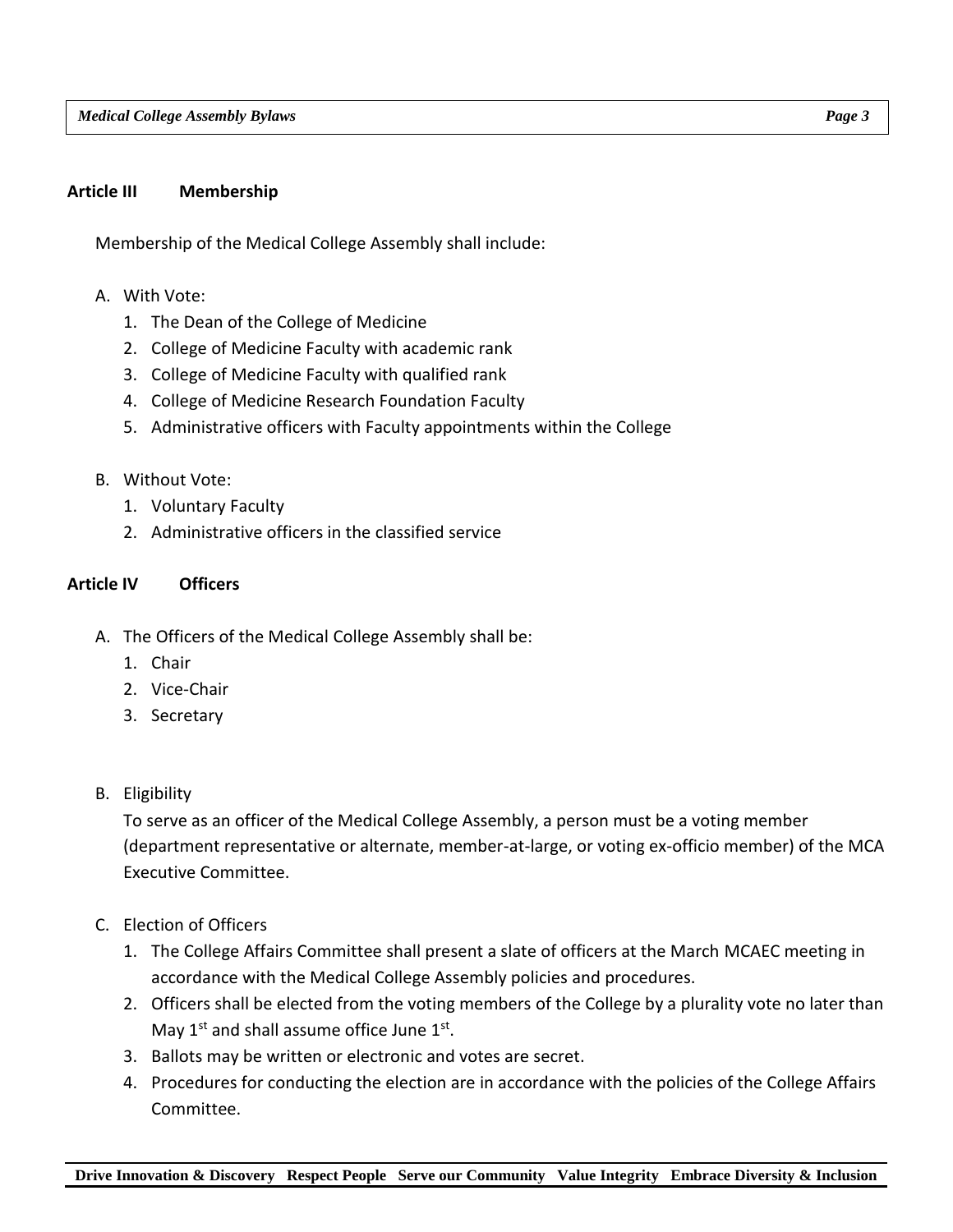## Article III Membership

Membership of the Medical College Assembly shall include:

A. With Vote:
   1. The Dean of the College of Medicine
   2. College of Medicine Faculty with academic rank
   3. College of Medicine Faculty with qualified rank
   4. College of Medicine Research Foundation Faculty
   5. Administrative officers with Faculty appointments within the College

B. Without Vote:
   1. Voluntary Faculty
   2. Administrative officers in the classified service

## Article IV Officers

A. The Officers of the Medical College Assembly shall be:
   1. Chair
   2. Vice-Chair
   3. Secretary

B. Eligibility

   To serve as an officer of the Medical College Assembly, a person must be a voting member (department representative or alternate, member-at-large, or voting ex-officio member) of the MCA Executive Committee.

C. Election of Officers
   1. The College Affairs Committee shall present a slate of officers at the March MCAEC meeting in accordance with the Medical College Assembly policies and procedures.
   2. Officers shall be elected from the voting members of the College by a plurality vote no later than May 1st and shall assume office June 1st.
   3. Ballots may be written or electronic and votes are secret.
   4. Procedures for conducting the election are in accordance with the policies of the College Affairs Committee.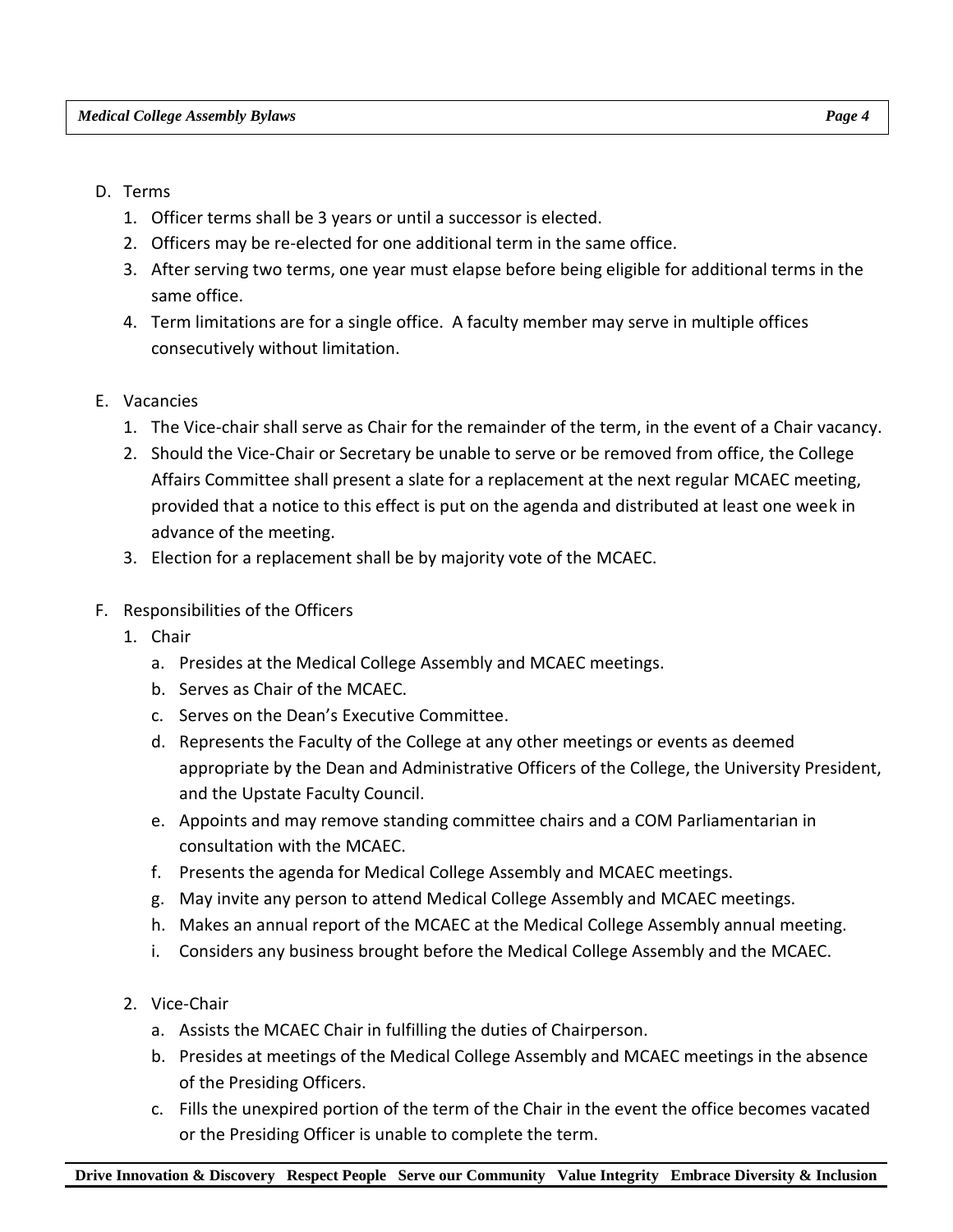D. Terms

   1. Officer terms shall be 3 years or until a successor is elected.
   2. Officers may be re-elected for one additional term in the same office.
   3. After serving two terms, one year must elapse before being eligible for additional terms in the same office.
   4. Term limitations are for a single office. A faculty member may serve in multiple offices consecutively without limitation.

E. Vacancies

   1. The Vice-chair shall serve as Chair for the remainder of the term, in the event of a Chair vacancy.
   2. Should the Vice-Chair or Secretary be unable to serve or be removed from office, the College Affairs Committee shall present a slate for a replacement at the next regular MCAEC meeting, provided that a notice to this effect is put on the agenda and distributed at least one week in advance of the meeting.
   3. Election for a replacement shall be by majority vote of the MCAEC.

F. Responsibilities of the Officers

   1. Chair
      a. Presides at the Medical College Assembly and MCAEC meetings.
      b. Serves as Chair of the MCAEC.
      c. Serves on the Dean's Executive Committee.
      d. Represents the Faculty of the College at any other meetings or events as deemed appropriate by the Dean and Administrative Officers of the College, the University President, and the Upstate Faculty Council.
      e. Appoints and may remove standing committee chairs and a COM Parliamentarian in consultation with the MCAEC.
      f. Presents the agenda for Medical College Assembly and MCAEC meetings.
      g. May invite any person to attend Medical College Assembly and MCAEC meetings.
      h. Makes an annual report of the MCAEC at the Medical College Assembly annual meeting.
      i. Considers any business brought before the Medical College Assembly and the MCAEC.

   2. Vice-Chair
      a. Assists the MCAEC Chair in fulfilling the duties of Chairperson.
      b. Presides at meetings of the Medical College Assembly and MCAEC meetings in the absence of the Presiding Officers.
      c. Fills the unexpired portion of the term of the Chair in the event the office becomes vacated or the Presiding Officer is unable to complete the term.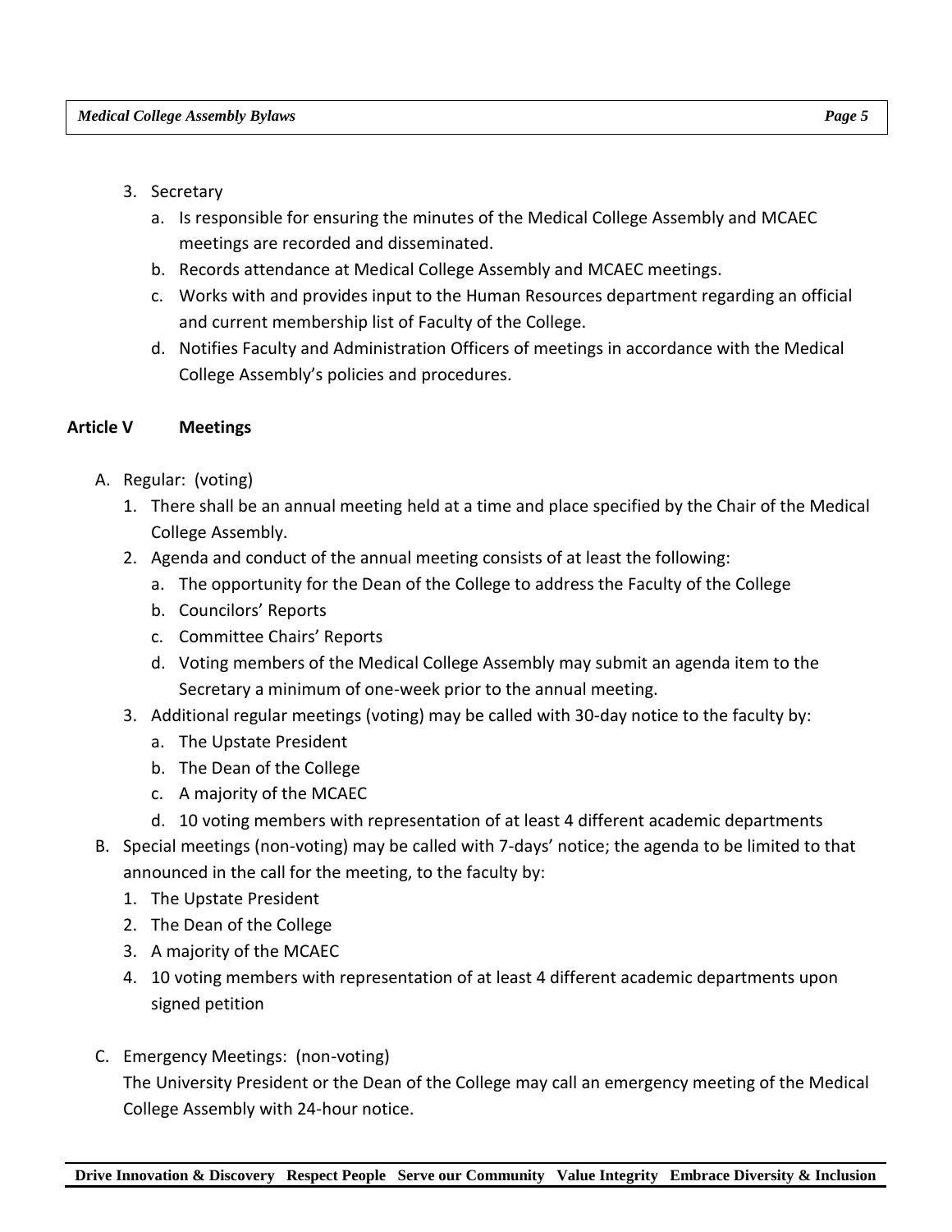3. Secretary
   a. Is responsible for ensuring the minutes of the Medical College Assembly and MCAEC meetings are recorded and disseminated.
   b. Records attendance at Medical College Assembly and MCAEC meetings.
   c. Works with and provides input to the Human Resources department regarding an official and current membership list of Faculty of the College.
   d. Notifies Faculty and Administration Officers of meetings in accordance with the Medical College Assembly's policies and procedures.

## Article V Meetings

A. Regular: (voting)
   1. There shall be an annual meeting held at a time and place specified by the Chair of the Medical College Assembly.
   2. Agenda and conduct of the annual meeting consists of at least the following:
      a. The opportunity for the Dean of the College to address the Faculty of the College
      b. Councilors' Reports
      c. Committee Chairs' Reports
      d. Voting members of the Medical College Assembly may submit an agenda item to the Secretary a minimum of one-week prior to the annual meeting.
   3. Additional regular meetings (voting) may be called with 30-day notice to the faculty by:
      a. The Upstate President
      b. The Dean of the College
      c. A majority of the MCAEC
      d. 10 voting members with representation of at least 4 different academic departments

B. Special meetings (non-voting) may be called with 7-days' notice; the agenda to be limited to that announced in the call for the meeting, to the faculty by:
   1. The Upstate President
   2. The Dean of the College
   3. A majority of the MCAEC
   4. 10 voting members with representation of at least 4 different academic departments upon signed petition

C. Emergency Meetings: (non-voting)
   The University President or the Dean of the College may call an emergency meeting of the Medical College Assembly with 24-hour notice.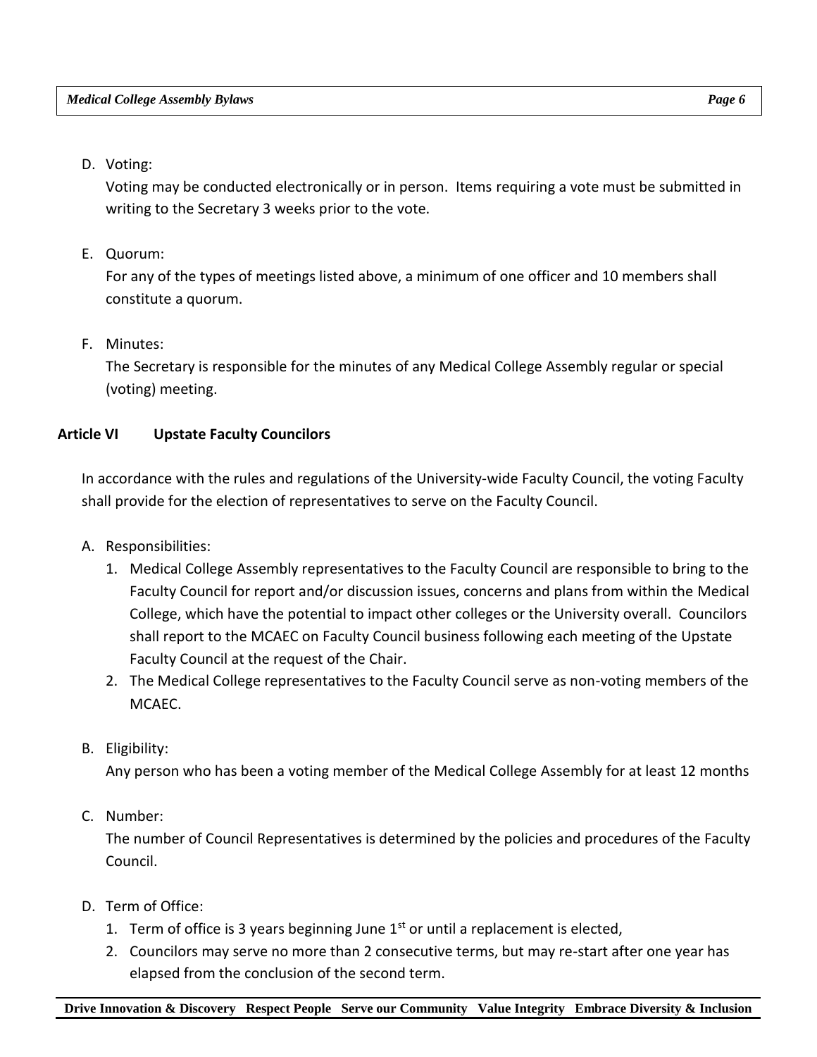D. Voting:

   Voting may be conducted electronically or in person. Items requiring a vote must be submitted in writing to the Secretary 3 weeks prior to the vote.

E. Quorum:

   For any of the types of meetings listed above, a minimum of one officer and 10 members shall constitute a quorum.

F. Minutes:

   The Secretary is responsible for the minutes of any Medical College Assembly regular or special (voting) meeting.

## Article VI Upstate Faculty Councilors

In accordance with the rules and regulations of the University-wide Faculty Council, the voting Faculty shall provide for the election of representatives to serve on the Faculty Council.

A. Responsibilities:
   1. Medical College Assembly representatives to the Faculty Council are responsible to bring to the Faculty Council for report and/or discussion issues, concerns and plans from within the Medical College, which have the potential to impact other colleges or the University overall. Councilors shall report to the MCAEC on Faculty Council business following each meeting of the Upstate Faculty Council at the request of the Chair.
   2. The Medical College representatives to the Faculty Council serve as non-voting members of the MCAEC.

B. Eligibility:

   Any person who has been a voting member of the Medical College Assembly for at least 12 months

C. Number:

   The number of Council Representatives is determined by the policies and procedures of the Faculty Council.

D. Term of Office:
   1. Term of office is 3 years beginning June 1st or until a replacement is elected,
   2. Councilors may serve no more than 2 consecutive terms, but may re-start after one year has elapsed from the conclusion of the second term.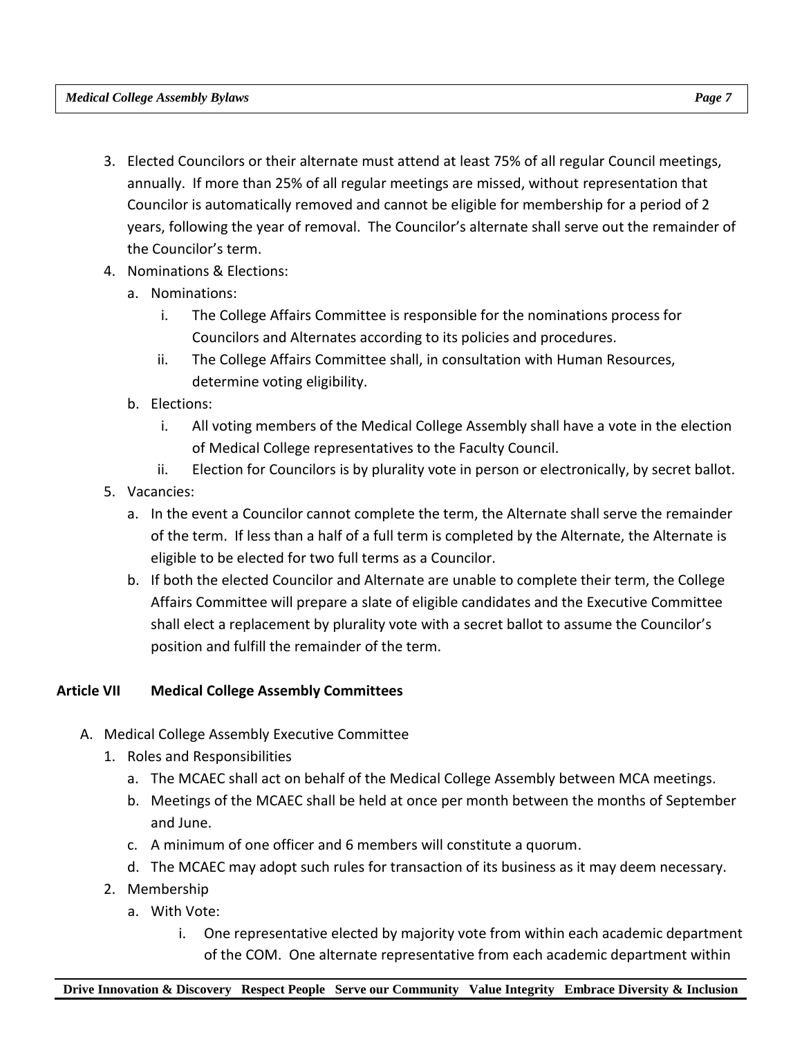3. Elected Councilors or their alternate must attend at least 75% of all regular Council meetings, annually. If more than 25% of all regular meetings are missed, without representation that Councilor is automatically removed and cannot be eligible for membership for a period of 2 years, following the year of removal. The Councilor's alternate shall serve out the remainder of the Councilor's term.
4. Nominations & Elections:
   a. Nominations:
      i. The College Affairs Committee is responsible for the nominations process for Councilors and Alternates according to its policies and procedures.
      ii. The College Affairs Committee shall, in consultation with Human Resources, determine voting eligibility.
   b. Elections:
      i. All voting members of the Medical College Assembly shall have a vote in the election of Medical College representatives to the Faculty Council.
      ii. Election for Councilors is by plurality vote in person or electronically, by secret ballot.
5. Vacancies:
   a. In the event a Councilor cannot complete the term, the Alternate shall serve the remainder of the term. If less than a half of a full term is completed by the Alternate, the Alternate is eligible to be elected for two full terms as a Councilor.
   b. If both the elected Councilor and Alternate are unable to complete their term, the College Affairs Committee will prepare a slate of eligible candidates and the Executive Committee shall elect a replacement by plurality vote with a secret ballot to assume the Councilor's position and fulfill the remainder of the term.

## Article VII Medical College Assembly Committees

A. Medical College Assembly Executive Committee
   1. Roles and Responsibilities
      a. The MCAEC shall act on behalf of the Medical College Assembly between MCA meetings.
      b. Meetings of the MCAEC shall be held at once per month between the months of September and June.
      c. A minimum of one officer and 6 members will constitute a quorum.
      d. The MCAEC may adopt such rules for transaction of its business as it may deem necessary.
   2. Membership
      a. With Vote:
         i. One representative elected by majority vote from within each academic department of the COM. One alternate representative from each academic department within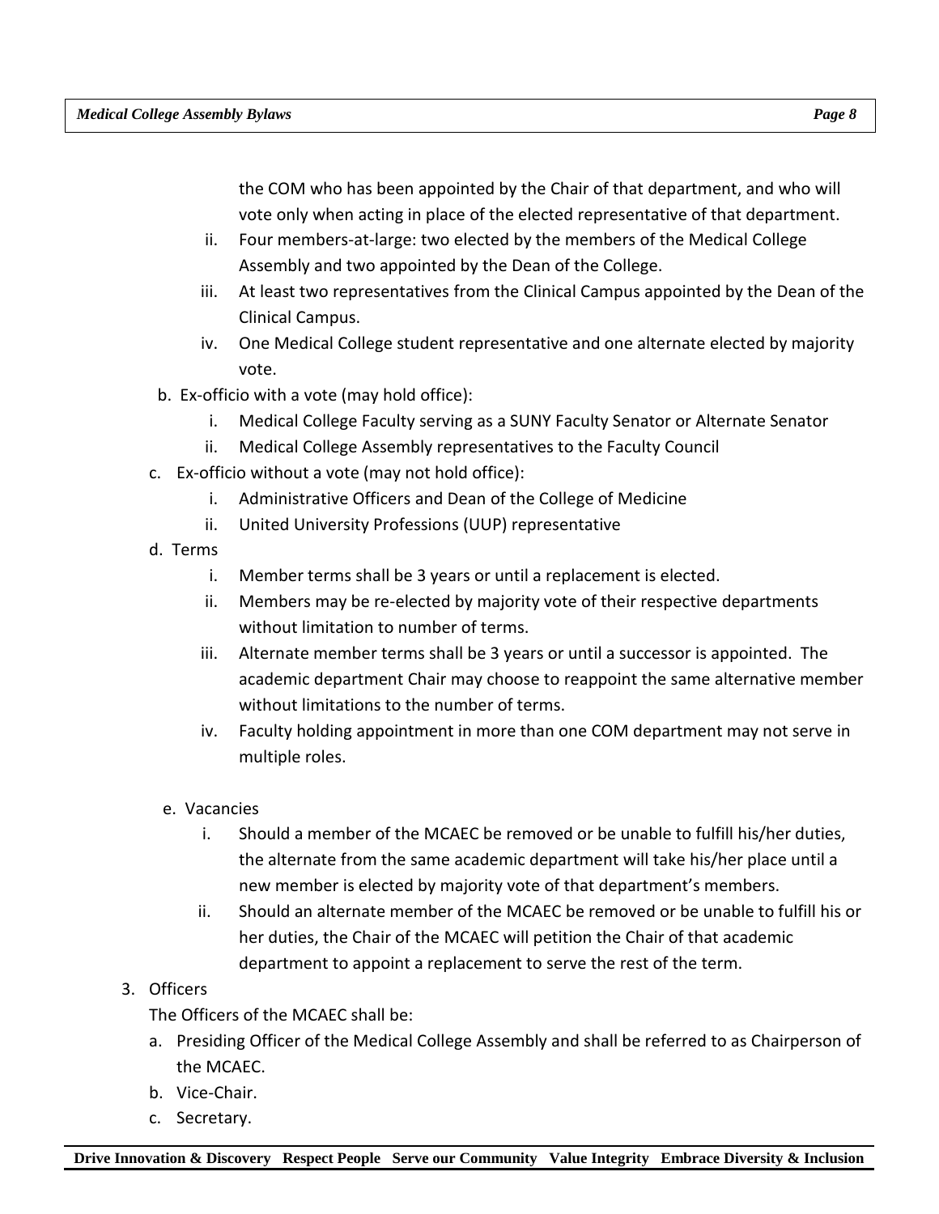the COM who has been appointed by the Chair of that department, and who will vote only when acting in place of the elected representative of that department.

   ii. Four members-at-large: two elected by the members of the Medical College Assembly and two appointed by the Dean of the College.
   iii. At least two representatives from the Clinical Campus appointed by the Dean of the Clinical Campus.
   iv. One Medical College student representative and one alternate elected by majority vote.

b. Ex-officio with a vote (may hold office):
   i. Medical College Faculty serving as a SUNY Faculty Senator or Alternate Senator
   ii. Medical College Assembly representatives to the Faculty Council

c. Ex-officio without a vote (may not hold office):
   i. Administrative Officers and Dean of the College of Medicine
   ii. United University Professions (UUP) representative

d. Terms
   i. Member terms shall be 3 years or until a replacement is elected.
   ii. Members may be re-elected by majority vote of their respective departments without limitation to number of terms.
   iii. Alternate member terms shall be 3 years or until a successor is appointed. The academic department Chair may choose to reappoint the same alternative member without limitations to the number of terms.
   iv. Faculty holding appointment in more than one COM department may not serve in multiple roles.

e. Vacancies
   i. Should a member of the MCAEC be removed or be unable to fulfill his/her duties, the alternate from the same academic department will take his/her place until a new member is elected by majority vote of that department's members.
   ii. Should an alternate member of the MCAEC be removed or be unable to fulfill his or her duties, the Chair of the MCAEC will petition the Chair of that academic department to appoint a replacement to serve the rest of the term.

3. Officers

   The Officers of the MCAEC shall be:

   a. Presiding Officer of the Medical College Assembly and shall be referred to as Chairperson of the MCAEC.
   b. Vice-Chair.
   c. Secretary.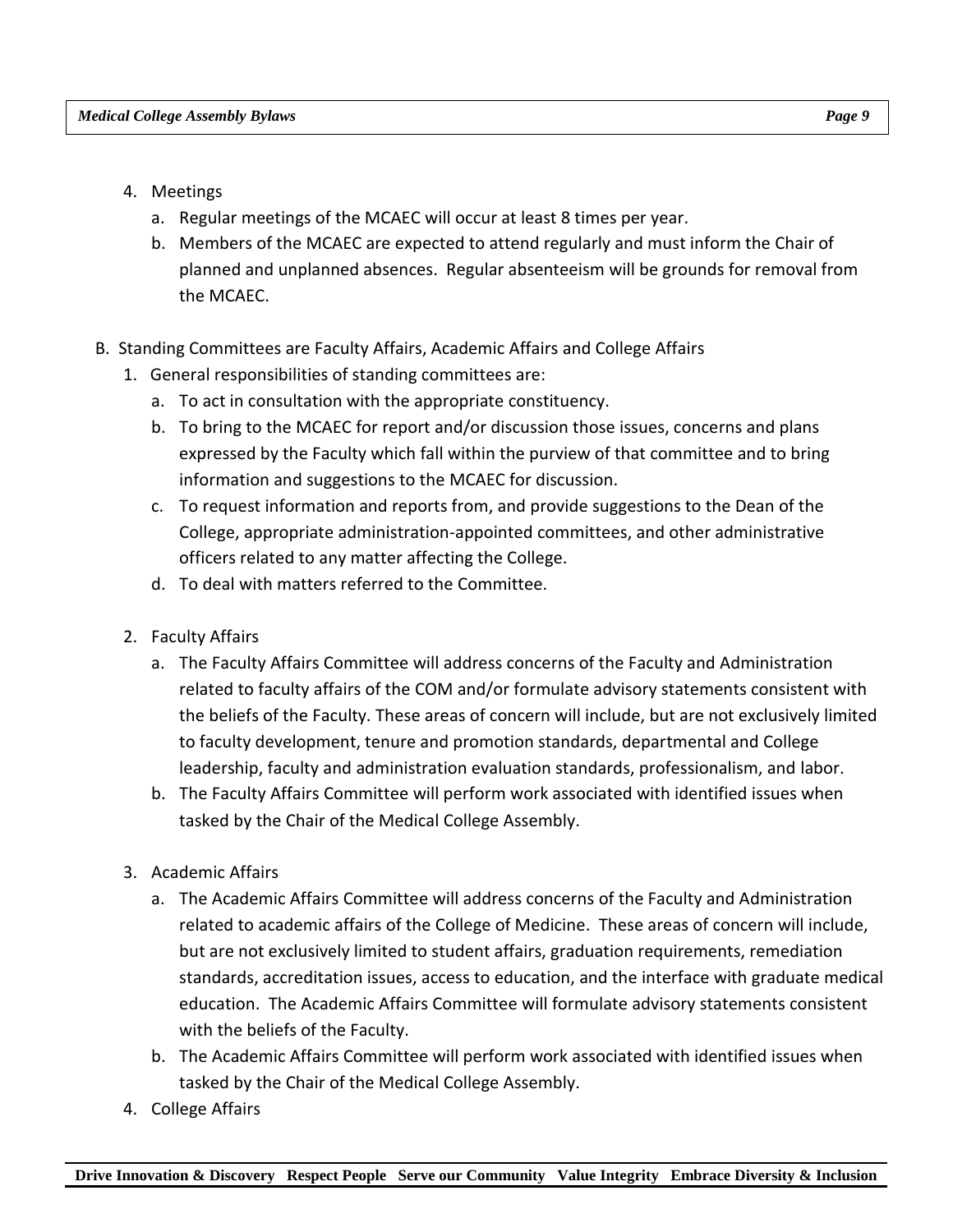4. Meetings
   a. Regular meetings of the MCAEC will occur at least 8 times per year.
   b. Members of the MCAEC are expected to attend regularly and must inform the Chair of planned and unplanned absences. Regular absenteeism will be grounds for removal from the MCAEC.

B. Standing Committees are Faculty Affairs, Academic Affairs and College Affairs

1. General responsibilities of standing committees are:
   a. To act in consultation with the appropriate constituency.
   b. To bring to the MCAEC for report and/or discussion those issues, concerns and plans expressed by the Faculty which fall within the purview of that committee and to bring information and suggestions to the MCAEC for discussion.
   c. To request information and reports from, and provide suggestions to the Dean of the College, appropriate administration-appointed committees, and other administrative officers related to any matter affecting the College.
   d. To deal with matters referred to the Committee.

2. Faculty Affairs
   a. The Faculty Affairs Committee will address concerns of the Faculty and Administration related to faculty affairs of the COM and/or formulate advisory statements consistent with the beliefs of the Faculty. These areas of concern will include, but are not exclusively limited to faculty development, tenure and promotion standards, departmental and College leadership, faculty and administration evaluation standards, professionalism, and labor.
   b. The Faculty Affairs Committee will perform work associated with identified issues when tasked by the Chair of the Medical College Assembly.

3. Academic Affairs
   a. The Academic Affairs Committee will address concerns of the Faculty and Administration related to academic affairs of the College of Medicine. These areas of concern will include, but are not exclusively limited to student affairs, graduation requirements, remediation standards, accreditation issues, access to education, and the interface with graduate medical education. The Academic Affairs Committee will formulate advisory statements consistent with the beliefs of the Faculty.
   b. The Academic Affairs Committee will perform work associated with identified issues when tasked by the Chair of the Medical College Assembly.

4. College Affairs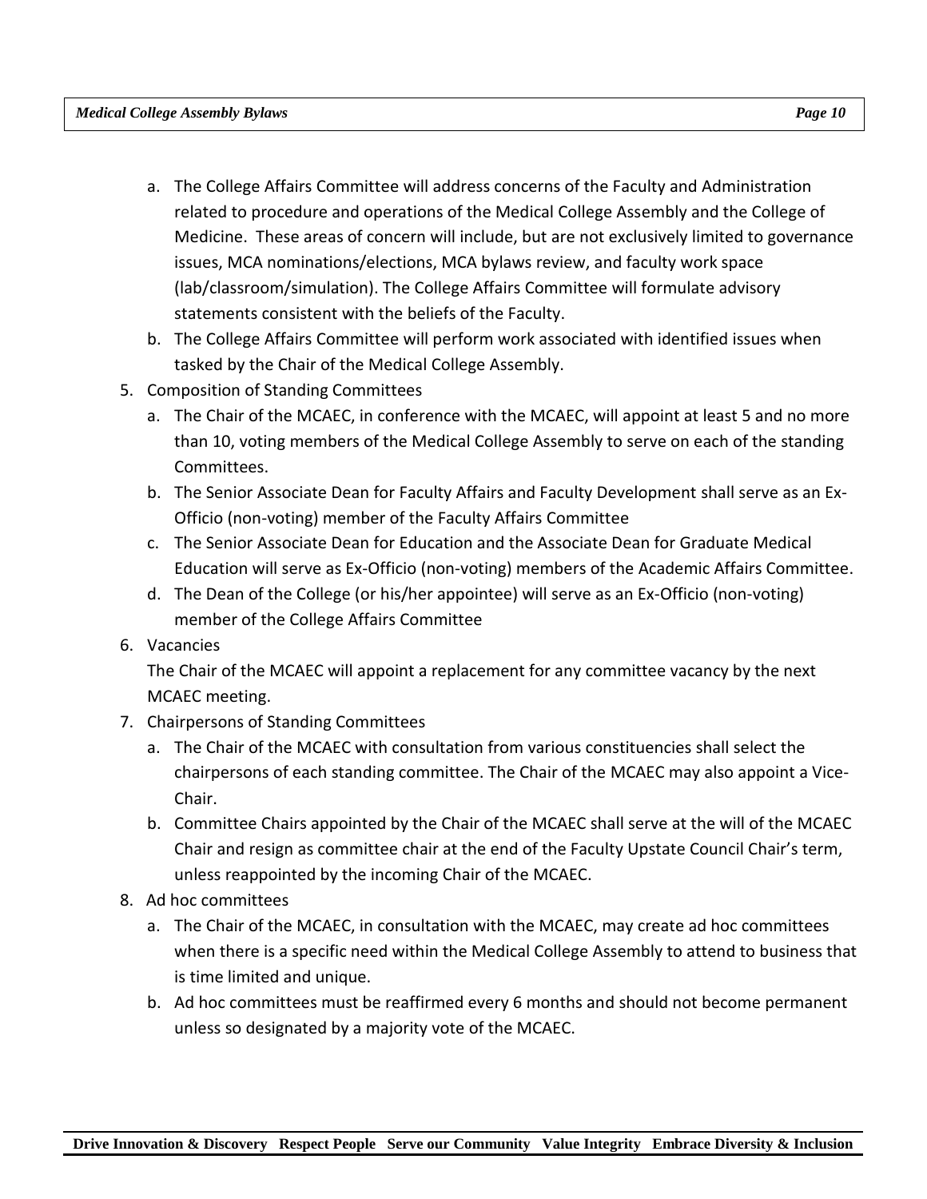a. The College Affairs Committee will address concerns of the Faculty and Administration related to procedure and operations of the Medical College Assembly and the College of Medicine. These areas of concern will include, but are not exclusively limited to governance issues, MCA nominations/elections, MCA bylaws review, and faculty work space (lab/classroom/simulation). The College Affairs Committee will formulate advisory statements consistent with the beliefs of the Faculty.
   b. The College Affairs Committee will perform work associated with identified issues when tasked by the Chair of the Medical College Assembly.

5. Composition of Standing Committees
   a. The Chair of the MCAEC, in conference with the MCAEC, will appoint at least 5 and no more than 10, voting members of the Medical College Assembly to serve on each of the standing Committees.
   b. The Senior Associate Dean for Faculty Affairs and Faculty Development shall serve as an Ex-Officio (non-voting) member of the Faculty Affairs Committee
   c. The Senior Associate Dean for Education and the Associate Dean for Graduate Medical Education will serve as Ex-Officio (non-voting) members of the Academic Affairs Committee.
   d. The Dean of the College (or his/her appointee) will serve as an Ex-Officio (non-voting) member of the College Affairs Committee

6. Vacancies

   The Chair of the MCAEC will appoint a replacement for any committee vacancy by the next MCAEC meeting.

7. Chairpersons of Standing Committees
   a. The Chair of the MCAEC with consultation from various constituencies shall select the chairpersons of each standing committee. The Chair of the MCAEC may also appoint a Vice-Chair.
   b. Committee Chairs appointed by the Chair of the MCAEC shall serve at the will of the MCAEC Chair and resign as committee chair at the end of the Faculty Upstate Council Chair's term, unless reappointed by the incoming Chair of the MCAEC.

8. Ad hoc committees
   a. The Chair of the MCAEC, in consultation with the MCAEC, may create ad hoc committees when there is a specific need within the Medical College Assembly to attend to business that is time limited and unique.
   b. Ad hoc committees must be reaffirmed every 6 months and should not become permanent unless so designated by a majority vote of the MCAEC.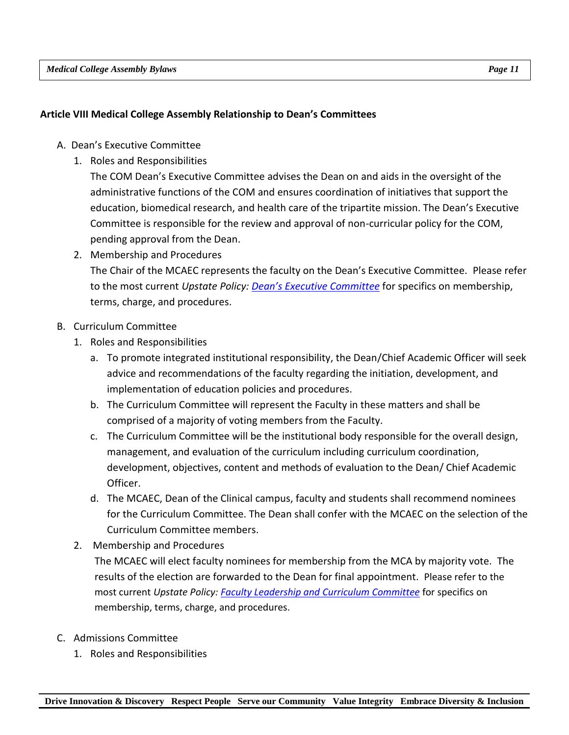## Article VIII Medical College Assembly Relationship to Dean's Committees

A. Dean's Executive Committee

1. Roles and Responsibilities

   The COM Dean's Executive Committee advises the Dean on and aids in the oversight of the administrative functions of the COM and ensures coordination of initiatives that support the education, biomedical research, and health care of the tripartite mission. The Dean's Executive Committee is responsible for the review and approval of non-curricular policy for the COM, pending approval from the Dean.

2. Membership and Procedures

   The Chair of the MCAEC represents the faculty on the Dean's Executive Committee. Please refer to the most current *Upstate Policy: Dean's Executive Committee* for specifics on membership, terms, charge, and procedures.

B. Curriculum Committee

1. Roles and Responsibilities

   a. To promote integrated institutional responsibility, the Dean/Chief Academic Officer will seek advice and recommendations of the faculty regarding the initiation, development, and implementation of education policies and procedures.

   b. The Curriculum Committee will represent the Faculty in these matters and shall be comprised of a majority of voting members from the Faculty.

   c. The Curriculum Committee will be the institutional body responsible for the overall design, management, and evaluation of the curriculum including curriculum coordination, development, objectives, content and methods of evaluation to the Dean/ Chief Academic Officer.

   d. The MCAEC, Dean of the Clinical campus, faculty and students shall recommend nominees for the Curriculum Committee. The Dean shall confer with the MCAEC on the selection of the Curriculum Committee members.

2. Membership and Procedures

   The MCAEC will elect faculty nominees for membership from the MCA by majority vote. The results of the election are forwarded to the Dean for final appointment. Please refer to the most current *Upstate Policy: Faculty Leadership and Curriculum Committee* for specifics on membership, terms, charge, and procedures.

C. Admissions Committee

1. Roles and Responsibilities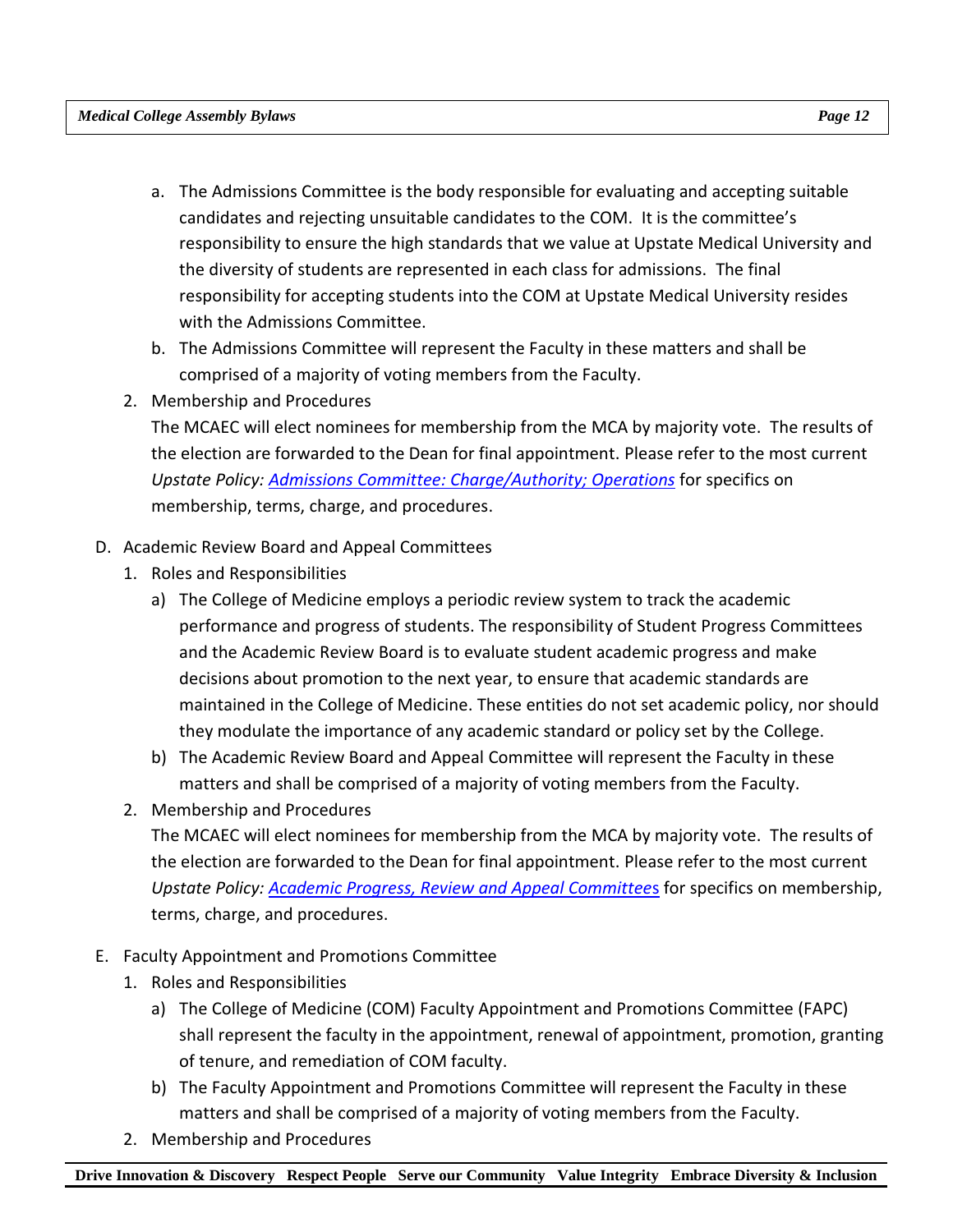a. The Admissions Committee is the body responsible for evaluating and accepting suitable candidates and rejecting unsuitable candidates to the COM. It is the committee's responsibility to ensure the high standards that we value at Upstate Medical University and the diversity of students are represented in each class for admissions. The final responsibility for accepting students into the COM at Upstate Medical University resides with the Admissions Committee.
   b. The Admissions Committee will represent the Faculty in these matters and shall be comprised of a majority of voting members from the Faculty.

2. Membership and Procedures

   The MCAEC will elect nominees for membership from the MCA by majority vote. The results of the election are forwarded to the Dean for final appointment. Please refer to the most current *Upstate Policy: Admissions Committee: Charge/Authority; Operations* for specifics on membership, terms, charge, and procedures.

D. Academic Review Board and Appeal Committees

1. Roles and Responsibilities
   a) The College of Medicine employs a periodic review system to track the academic performance and progress of students. The responsibility of Student Progress Committees and the Academic Review Board is to evaluate student academic progress and make decisions about promotion to the next year, to ensure that academic standards are maintained in the College of Medicine. These entities do not set academic policy, nor should they modulate the importance of any academic standard or policy set by the College.
   b) The Academic Review Board and Appeal Committee will represent the Faculty in these matters and shall be comprised of a majority of voting members from the Faculty.

2. Membership and Procedures

   The MCAEC will elect nominees for membership from the MCA by majority vote. The results of the election are forwarded to the Dean for final appointment. Please refer to the most current *Upstate Policy: Academic Progress, Review and Appeal Committees* for specifics on membership, terms, charge, and procedures.

E. Faculty Appointment and Promotions Committee

1. Roles and Responsibilities
   a) The College of Medicine (COM) Faculty Appointment and Promotions Committee (FAPC) shall represent the faculty in the appointment, renewal of appointment, promotion, granting of tenure, and remediation of COM faculty.
   b) The Faculty Appointment and Promotions Committee will represent the Faculty in these matters and shall be comprised of a majority of voting members from the Faculty.

2. Membership and Procedures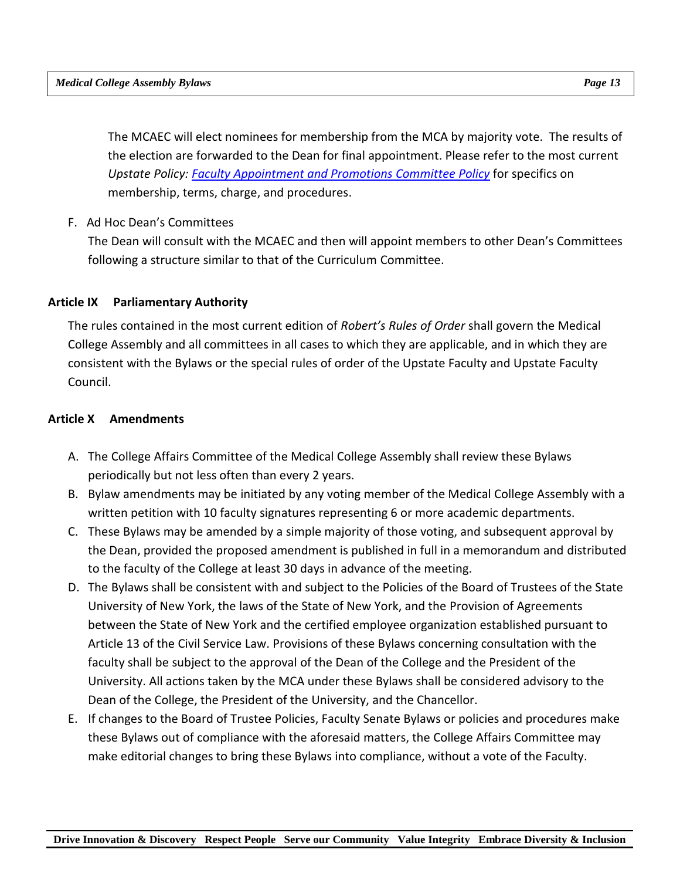The MCAEC will elect nominees for membership from the MCA by majority vote. The results of the election are forwarded to the Dean for final appointment. Please refer to the most current *Upstate Policy: Faculty Appointment and Promotions Committee Policy* for specifics on membership, terms, charge, and procedures.

F. Ad Hoc Dean's Committees

The Dean will consult with the MCAEC and then will appoint members to other Dean's Committees following a structure similar to that of the Curriculum Committee.

## Article IX Parliamentary Authority

The rules contained in the most current edition of *Robert's Rules of Order* shall govern the Medical College Assembly and all committees in all cases to which they are applicable, and in which they are consistent with the Bylaws or the special rules of order of the Upstate Faculty and Upstate Faculty Council.

## Article X Amendments

A. The College Affairs Committee of the Medical College Assembly shall review these Bylaws periodically but not less often than every 2 years.

B. Bylaw amendments may be initiated by any voting member of the Medical College Assembly with a written petition with 10 faculty signatures representing 6 or more academic departments.

C. These Bylaws may be amended by a simple majority of those voting, and subsequent approval by the Dean, provided the proposed amendment is published in full in a memorandum and distributed to the faculty of the College at least 30 days in advance of the meeting.

D. The Bylaws shall be consistent with and subject to the Policies of the Board of Trustees of the State University of New York, the laws of the State of New York, and the Provision of Agreements between the State of New York and the certified employee organization established pursuant to Article 13 of the Civil Service Law. Provisions of these Bylaws concerning consultation with the faculty shall be subject to the approval of the Dean of the College and the President of the University. All actions taken by the MCA under these Bylaws shall be considered advisory to the Dean of the College, the President of the University, and the Chancellor.

E. If changes to the Board of Trustee Policies, Faculty Senate Bylaws or policies and procedures make these Bylaws out of compliance with the aforesaid matters, the College Affairs Committee may make editorial changes to bring these Bylaws into compliance, without a vote of the Faculty.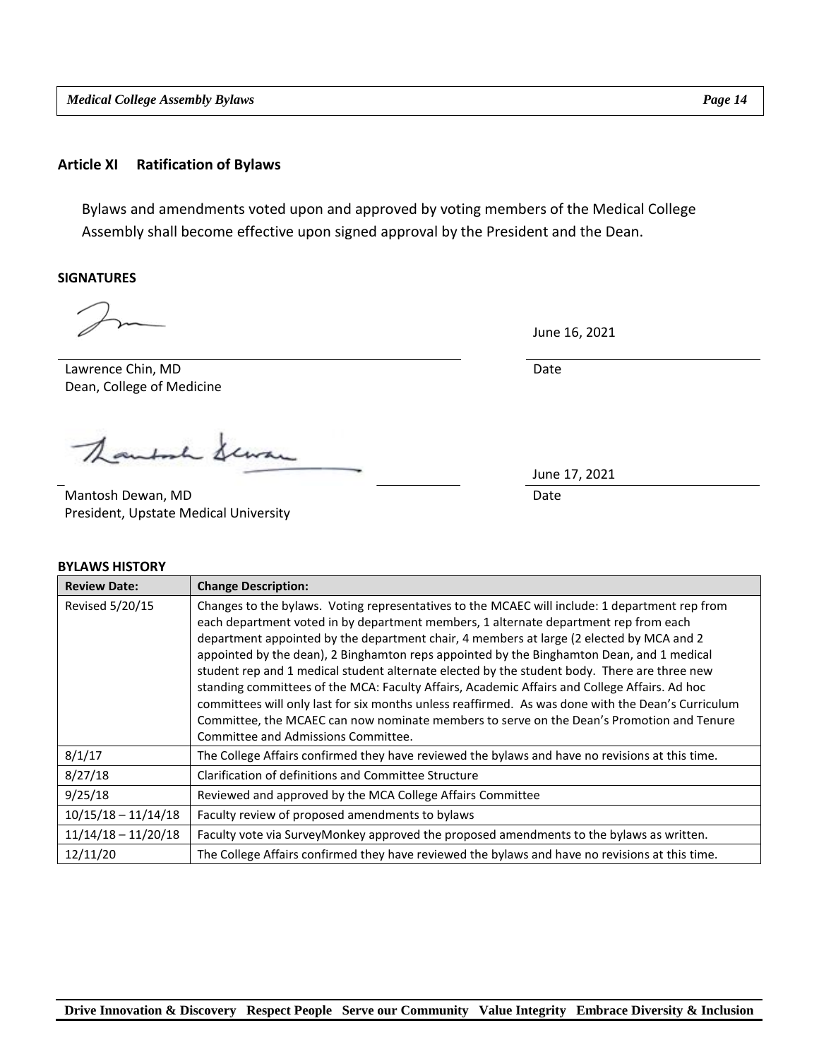## Article XI Ratification of Bylaws

Bylaws and amendments voted upon and approved by voting members of the Medical College Assembly shall become effective upon signed approval by the President and the Dean.

**SIGNATURES**

June 16, 2021

Lawrence Chin, MD
Dean, College of Medicine

Date

June 17, 2021

Mantosh Dewan, MD
President, Upstate Medical University

Date

**BYLAWS HISTORY**

| Review Date: | Change Description: |
|---|---|
| Revised 5/20/15 | Changes to the bylaws. Voting representatives to the MCAEC will include: 1 department rep from each department voted in by department members, 1 alternate department rep from each department appointed by the department chair, 4 members at large (2 elected by MCA and 2 appointed by the dean), 2 Binghamton reps appointed by the Binghamton Dean, and 1 medical student rep and 1 medical student alternate elected by the student body. There are three new standing committees of the MCA: Faculty Affairs, Academic Affairs and College Affairs. Ad hoc committees will only last for six months unless reaffirmed. As was done with the Dean's Curriculum Committee, the MCAEC can now nominate members to serve on the Dean's Promotion and Tenure Committee and Admissions Committee. |
| 8/1/17 | The College Affairs confirmed they have reviewed the bylaws and have no revisions at this time. |
| 8/27/18 | Clarification of definitions and Committee Structure |
| 9/25/18 | Reviewed and approved by the MCA College Affairs Committee |
| 10/15/18 – 11/14/18 | Faculty review of proposed amendments to bylaws |
| 11/14/18 – 11/20/18 | Faculty vote via SurveyMonkey approved the proposed amendments to the bylaws as written. |
| 12/11/20 | The College Affairs confirmed they have reviewed the bylaws and have no revisions at this time. |